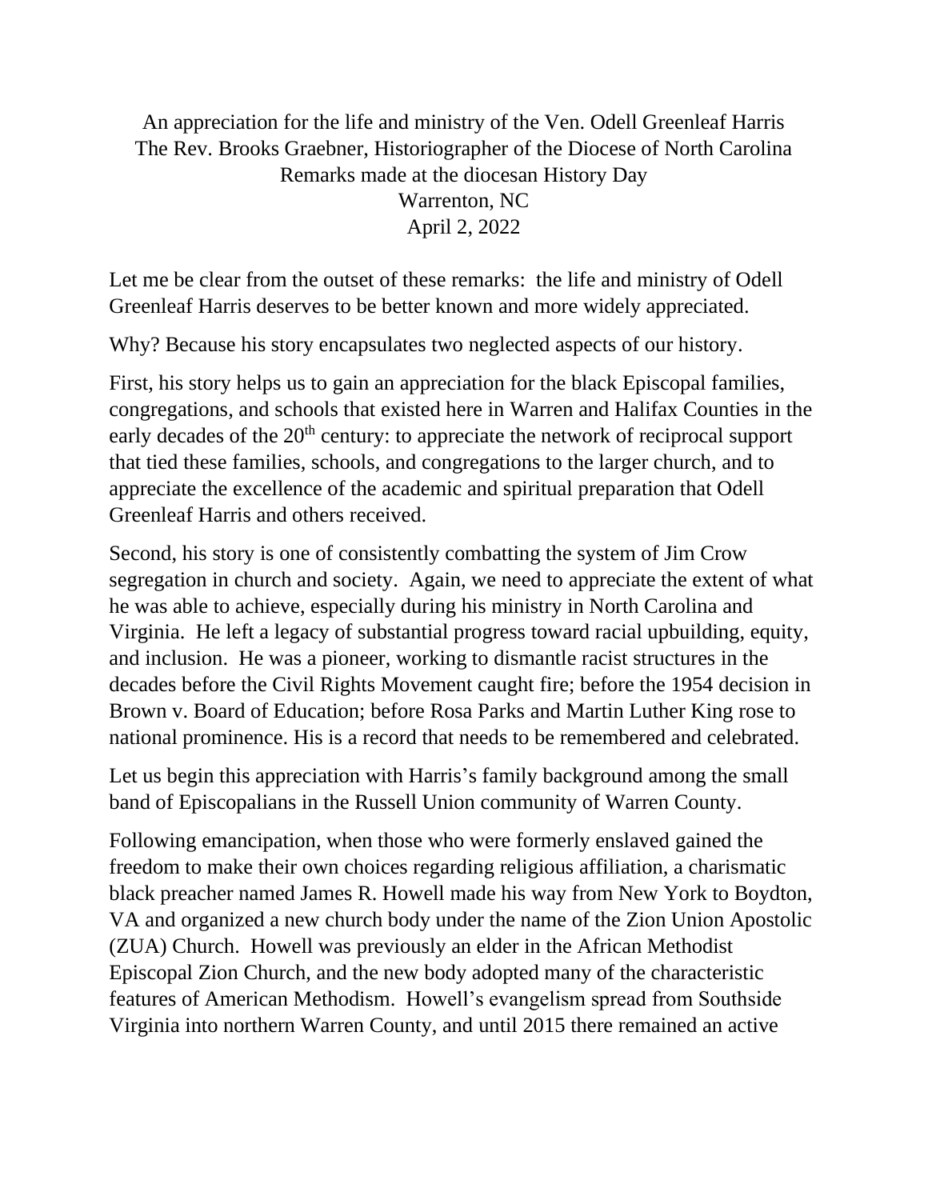An appreciation for the life and ministry of the Ven. Odell Greenleaf Harris
The Rev. Brooks Graebner, Historiographer of the Diocese of North Carolina
Remarks made at the diocesan History Day
Warrenton, NC
April 2, 2022

Let me be clear from the outset of these remarks: the life and ministry of Odell Greenleaf Harris deserves to be better known and more widely appreciated.

Why? Because his story encapsulates two neglected aspects of our history.

First, his story helps us to gain an appreciation for the black Episcopal families, congregations, and schools that existed here in Warren and Halifax Counties in the early decades of the 20th century: to appreciate the network of reciprocal support that tied these families, schools, and congregations to the larger church, and to appreciate the excellence of the academic and spiritual preparation that Odell Greenleaf Harris and others received.

Second, his story is one of consistently combatting the system of Jim Crow segregation in church and society. Again, we need to appreciate the extent of what he was able to achieve, especially during his ministry in North Carolina and Virginia. He left a legacy of substantial progress toward racial upbuilding, equity, and inclusion. He was a pioneer, working to dismantle racist structures in the decades before the Civil Rights Movement caught fire; before the 1954 decision in Brown v. Board of Education; before Rosa Parks and Martin Luther King rose to national prominence. His is a record that needs to be remembered and celebrated.

Let us begin this appreciation with Harris's family background among the small band of Episcopalians in the Russell Union community of Warren County.

Following emancipation, when those who were formerly enslaved gained the freedom to make their own choices regarding religious affiliation, a charismatic black preacher named James R. Howell made his way from New York to Boydton, VA and organized a new church body under the name of the Zion Union Apostolic (ZUA) Church. Howell was previously an elder in the African Methodist Episcopal Zion Church, and the new body adopted many of the characteristic features of American Methodism. Howell's evangelism spread from Southside Virginia into northern Warren County, and until 2015 there remained an active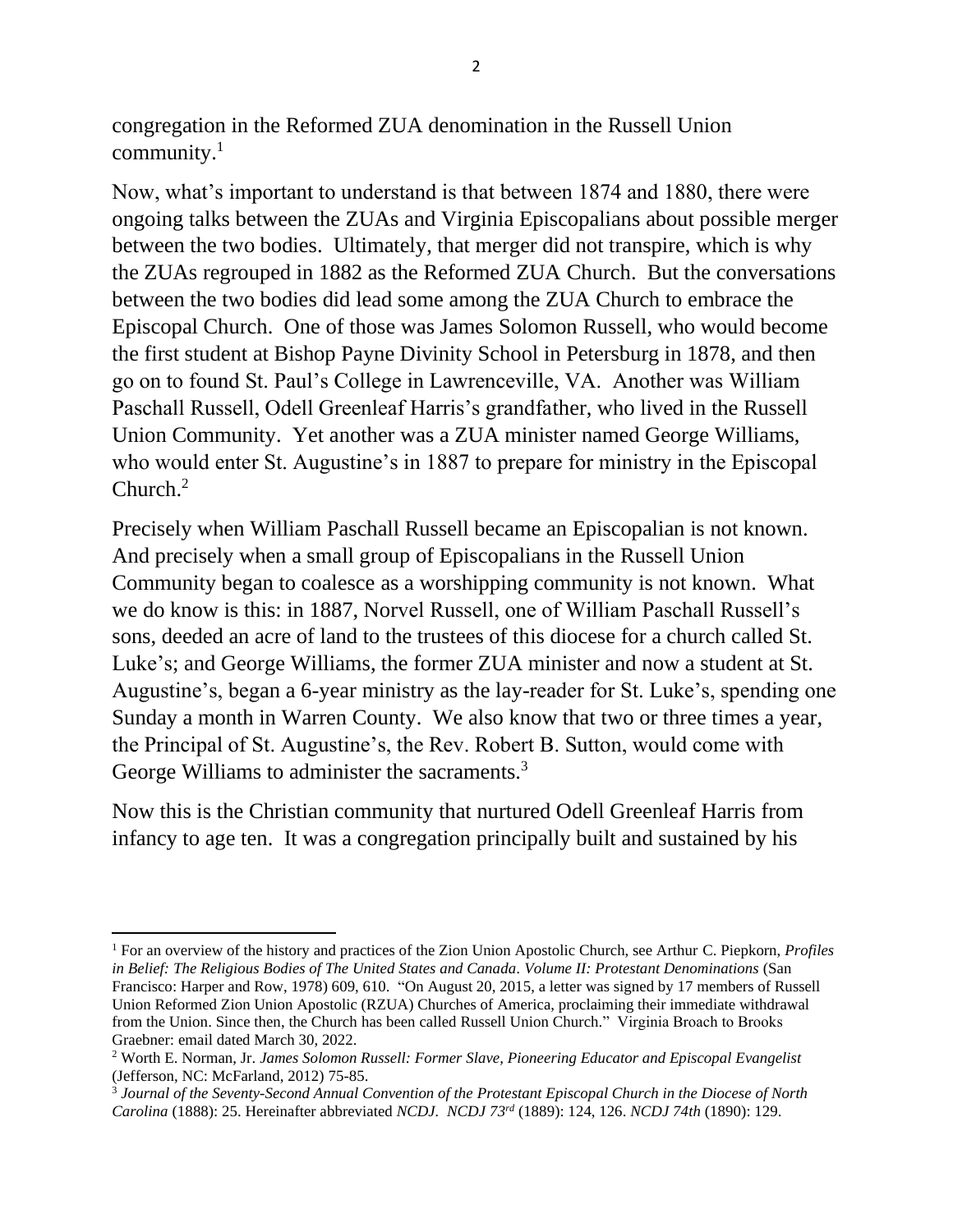congregation in the Reformed ZUA denomination in the Russell Union community.[1]

Now, what's important to understand is that between 1874 and 1880, there were ongoing talks between the ZUAs and Virginia Episcopalians about possible merger between the two bodies. Ultimately, that merger did not transpire, which is why the ZUAs regrouped in 1882 as the Reformed ZUA Church. But the conversations between the two bodies did lead some among the ZUA Church to embrace the Episcopal Church. One of those was James Solomon Russell, who would become the first student at Bishop Payne Divinity School in Petersburg in 1878, and then go on to found St. Paul's College in Lawrenceville, VA. Another was William Paschall Russell, Odell Greenleaf Harris's grandfather, who lived in the Russell Union Community. Yet another was a ZUA minister named George Williams, who would enter St. Augustine's in 1887 to prepare for ministry in the Episcopal Church.[2]

Precisely when William Paschall Russell became an Episcopalian is not known. And precisely when a small group of Episcopalians in the Russell Union Community began to coalesce as a worshipping community is not known. What we do know is this: in 1887, Norvel Russell, one of William Paschall Russell's sons, deeded an acre of land to the trustees of this diocese for a church called St. Luke's; and George Williams, the former ZUA minister and now a student at St. Augustine's, began a 6-year ministry as the lay-reader for St. Luke's, spending one Sunday a month in Warren County. We also know that two or three times a year, the Principal of St. Augustine's, the Rev. Robert B. Sutton, would come with George Williams to administer the sacraments.[3]

Now this is the Christian community that nurtured Odell Greenleaf Harris from infancy to age ten. It was a congregation principally built and sustained by his

---

[1] For an overview of the history and practices of the Zion Union Apostolic Church, see Arthur C. Piepkorn, *Profiles in Belief: The Religious Bodies of The United States and Canada. Volume II: Protestant Denominations* (San Francisco: Harper and Row, 1978) 609, 610. "On August 20, 2015, a letter was signed by 17 members of Russell Union Reformed Zion Union Apostolic (RZUA) Churches of America, proclaiming their immediate withdrawal from the Union. Since then, the Church has been called Russell Union Church." Virginia Broach to Brooks Graebner: email dated March 30, 2022.

[2] Worth E. Norman, Jr. *James Solomon Russell: Former Slave, Pioneering Educator and Episcopal Evangelist* (Jefferson, NC: McFarland, 2012) 75-85.

[3] *Journal of the Seventy-Second Annual Convention of the Protestant Episcopal Church in the Diocese of North Carolina* (1888): 25. Hereinafter abbreviated *NCDJ*. *NCDJ 73rd* (1889): 124, 126. *NCDJ 74th* (1890): 129.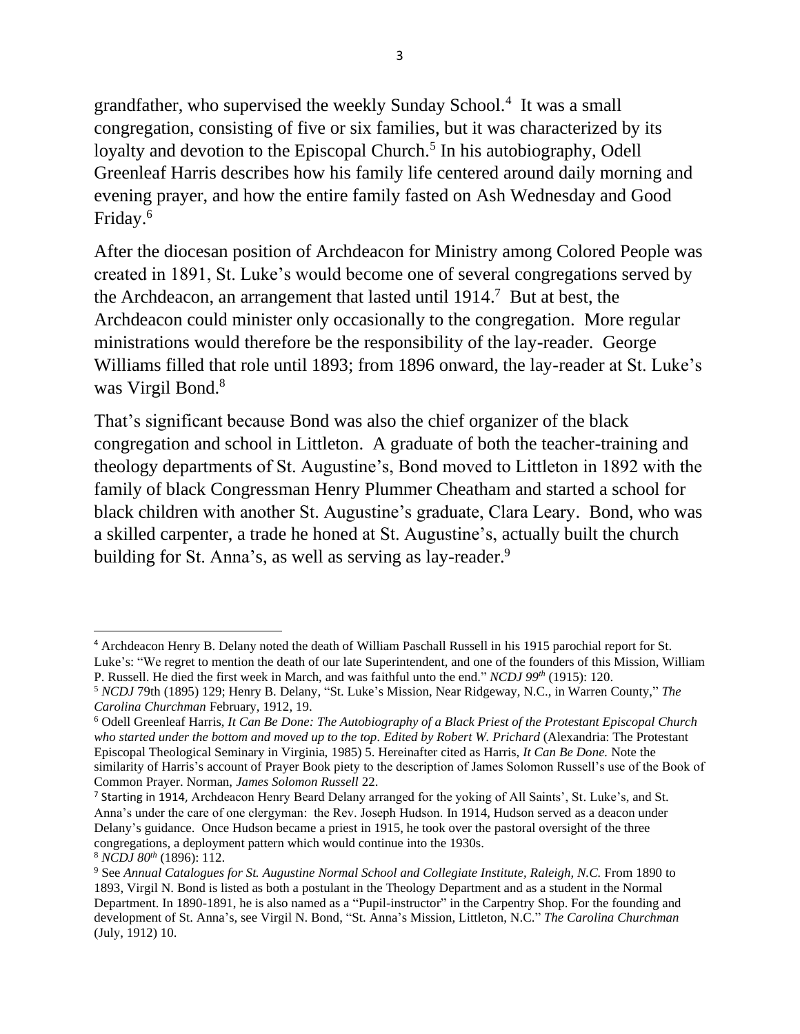grandfather, who supervised the weekly Sunday School.[4] It was a small congregation, consisting of five or six families, but it was characterized by its loyalty and devotion to the Episcopal Church.[5] In his autobiography, Odell Greenleaf Harris describes how his family life centered around daily morning and evening prayer, and how the entire family fasted on Ash Wednesday and Good Friday.[6]

After the diocesan position of Archdeacon for Ministry among Colored People was created in 1891, St. Luke's would become one of several congregations served by the Archdeacon, an arrangement that lasted until 1914.[7] But at best, the Archdeacon could minister only occasionally to the congregation. More regular ministrations would therefore be the responsibility of the lay-reader. George Williams filled that role until 1893; from 1896 onward, the lay-reader at St. Luke's was Virgil Bond.[8]

That's significant because Bond was also the chief organizer of the black congregation and school in Littleton. A graduate of both the teacher-training and theology departments of St. Augustine's, Bond moved to Littleton in 1892 with the family of black Congressman Henry Plummer Cheatham and started a school for black children with another St. Augustine's graduate, Clara Leary. Bond, who was a skilled carpenter, a trade he honed at St. Augustine's, actually built the church building for St. Anna's, as well as serving as lay-reader.[9]

---

[4] Archdeacon Henry B. Delany noted the death of William Paschall Russell in his 1915 parochial report for St. Luke's: "We regret to mention the death of our late Superintendent, and one of the founders of this Mission, William P. Russell. He died the first week in March, and was faithful unto the end." *NCDJ 99th* (1915): 120.

[5] *NCDJ* 79th (1895) 129; Henry B. Delany, "St. Luke's Mission, Near Ridgeway, N.C., in Warren County," *The Carolina Churchman* February, 1912, 19.

[6] Odell Greenleaf Harris, *It Can Be Done: The Autobiography of a Black Priest of the Protestant Episcopal Church who started under the bottom and moved up to the top. Edited by Robert W. Prichard* (Alexandria: The Protestant Episcopal Theological Seminary in Virginia, 1985) 5. Hereinafter cited as Harris, *It Can Be Done.* Note the similarity of Harris's account of Prayer Book piety to the description of James Solomon Russell's use of the Book of Common Prayer. Norman, *James Solomon Russell* 22.

[7] Starting in 1914, Archdeacon Henry Beard Delany arranged for the yoking of All Saints', St. Luke's, and St. Anna's under the care of one clergyman: the Rev. Joseph Hudson. In 1914, Hudson served as a deacon under Delany's guidance. Once Hudson became a priest in 1915, he took over the pastoral oversight of the three congregations, a deployment pattern which would continue into the 1930s.

[8] *NCDJ 80th* (1896): 112.

[9] See *Annual Catalogues for St. Augustine Normal School and Collegiate Institute, Raleigh, N.C.* From 1890 to 1893, Virgil N. Bond is listed as both a postulant in the Theology Department and as a student in the Normal Department. In 1890-1891, he is also named as a "Pupil-instructor" in the Carpentry Shop. For the founding and development of St. Anna's, see Virgil N. Bond, "St. Anna's Mission, Littleton, N.C." *The Carolina Churchman* (July, 1912) 10.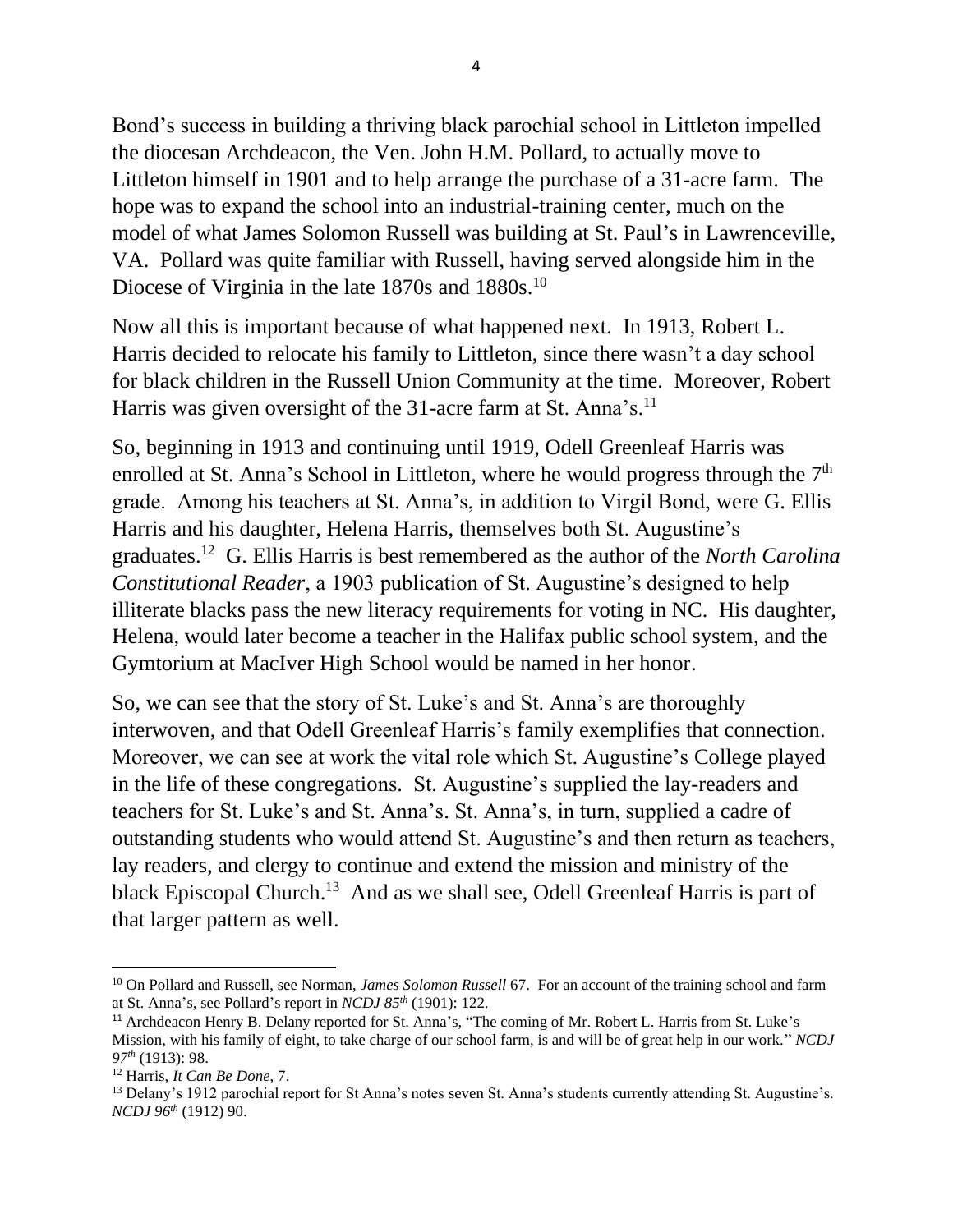Bond's success in building a thriving black parochial school in Littleton impelled the diocesan Archdeacon, the Ven. John H.M. Pollard, to actually move to Littleton himself in 1901 and to help arrange the purchase of a 31-acre farm. The hope was to expand the school into an industrial-training center, much on the model of what James Solomon Russell was building at St. Paul's in Lawrenceville, VA. Pollard was quite familiar with Russell, having served alongside him in the Diocese of Virginia in the late 1870s and 1880s.[10]

Now all this is important because of what happened next. In 1913, Robert L. Harris decided to relocate his family to Littleton, since there wasn't a day school for black children in the Russell Union Community at the time. Moreover, Robert Harris was given oversight of the 31-acre farm at St. Anna's.[11]

So, beginning in 1913 and continuing until 1919, Odell Greenleaf Harris was enrolled at St. Anna's School in Littleton, where he would progress through the 7th grade. Among his teachers at St. Anna's, in addition to Virgil Bond, were G. Ellis Harris and his daughter, Helena Harris, themselves both St. Augustine's graduates.[12] G. Ellis Harris is best remembered as the author of the *North Carolina Constitutional Reader*, a 1903 publication of St. Augustine's designed to help illiterate blacks pass the new literacy requirements for voting in NC. His daughter, Helena, would later become a teacher in the Halifax public school system, and the Gymtorium at MacIver High School would be named in her honor.

So, we can see that the story of St. Luke's and St. Anna's are thoroughly interwoven, and that Odell Greenleaf Harris's family exemplifies that connection. Moreover, we can see at work the vital role which St. Augustine's College played in the life of these congregations. St. Augustine's supplied the lay-readers and teachers for St. Luke's and St. Anna's. St. Anna's, in turn, supplied a cadre of outstanding students who would attend St. Augustine's and then return as teachers, lay readers, and clergy to continue and extend the mission and ministry of the black Episcopal Church.[13] And as we shall see, Odell Greenleaf Harris is part of that larger pattern as well.

---

[10] On Pollard and Russell, see Norman, *James Solomon Russell* 67. For an account of the training school and farm at St. Anna's, see Pollard's report in *NCDJ 85th* (1901): 122.

[11] Archdeacon Henry B. Delany reported for St. Anna's, "The coming of Mr. Robert L. Harris from St. Luke's Mission, with his family of eight, to take charge of our school farm, is and will be of great help in our work." *NCDJ 97th* (1913): 98.

[12] Harris, *It Can Be Done*, 7.

[13] Delany's 1912 parochial report for St Anna's notes seven St. Anna's students currently attending St. Augustine's. *NCDJ 96th* (1912) 90.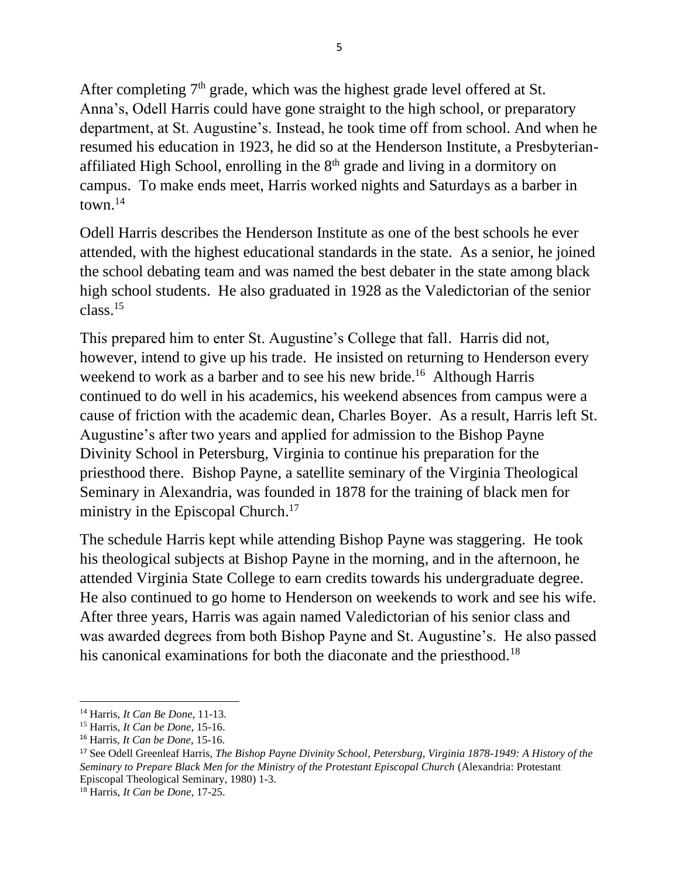After completing 7th grade, which was the highest grade level offered at St. Anna's, Odell Harris could have gone straight to the high school, or preparatory department, at St. Augustine's. Instead, he took time off from school. And when he resumed his education in 1923, he did so at the Henderson Institute, a Presbyterian-affiliated High School, enrolling in the 8th grade and living in a dormitory on campus. To make ends meet, Harris worked nights and Saturdays as a barber in town.[14]

Odell Harris describes the Henderson Institute as one of the best schools he ever attended, with the highest educational standards in the state. As a senior, he joined the school debating team and was named the best debater in the state among black high school students. He also graduated in 1928 as the Valedictorian of the senior class.[15]

This prepared him to enter St. Augustine's College that fall. Harris did not, however, intend to give up his trade. He insisted on returning to Henderson every weekend to work as a barber and to see his new bride.[16] Although Harris continued to do well in his academics, his weekend absences from campus were a cause of friction with the academic dean, Charles Boyer. As a result, Harris left St. Augustine's after two years and applied for admission to the Bishop Payne Divinity School in Petersburg, Virginia to continue his preparation for the priesthood there. Bishop Payne, a satellite seminary of the Virginia Theological Seminary in Alexandria, was founded in 1878 for the training of black men for ministry in the Episcopal Church.[17]

The schedule Harris kept while attending Bishop Payne was staggering. He took his theological subjects at Bishop Payne in the morning, and in the afternoon, he attended Virginia State College to earn credits towards his undergraduate degree. He also continued to go home to Henderson on weekends to work and see his wife. After three years, Harris was again named Valedictorian of his senior class and was awarded degrees from both Bishop Payne and St. Augustine's. He also passed his canonical examinations for both the diaconate and the priesthood.[18]

---

[14] Harris, *It Can Be Done,* 11-13.

[15] Harris, *It Can be Done,* 15-16.

[16] Harris, *It Can be Done*, 15-16.

[17] See Odell Greenleaf Harris, *The Bishop Payne Divinity School, Petersburg, Virginia 1878-1949: A History of the Seminary to Prepare Black Men for the Ministry of the Protestant Episcopal Church* (Alexandria: Protestant Episcopal Theological Seminary, 1980) 1-3.

[18] Harris, *It Can be Done,* 17-25.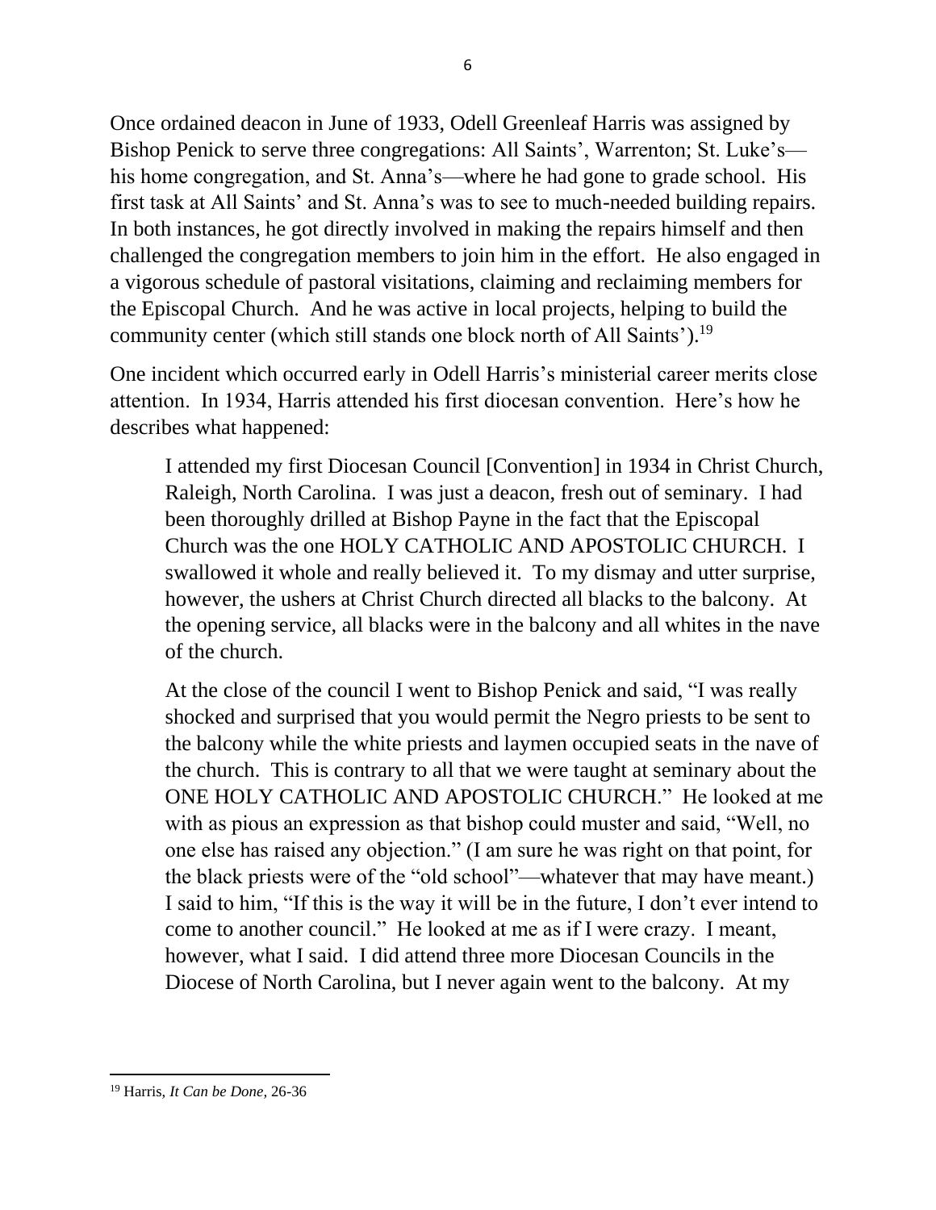Once ordained deacon in June of 1933, Odell Greenleaf Harris was assigned by Bishop Penick to serve three congregations: All Saints', Warrenton; St. Luke's—his home congregation, and St. Anna's—where he had gone to grade school. His first task at All Saints' and St. Anna's was to see to much-needed building repairs. In both instances, he got directly involved in making the repairs himself and then challenged the congregation members to join him in the effort. He also engaged in a vigorous schedule of pastoral visitations, claiming and reclaiming members for the Episcopal Church. And he was active in local projects, helping to build the community center (which still stands one block north of All Saints').[19]

One incident which occurred early in Odell Harris's ministerial career merits close attention. In 1934, Harris attended his first diocesan convention. Here's how he describes what happened:

> I attended my first Diocesan Council [Convention] in 1934 in Christ Church, Raleigh, North Carolina. I was just a deacon, fresh out of seminary. I had been thoroughly drilled at Bishop Payne in the fact that the Episcopal Church was the one HOLY CATHOLIC AND APOSTOLIC CHURCH. I swallowed it whole and really believed it. To my dismay and utter surprise, however, the ushers at Christ Church directed all blacks to the balcony. At the opening service, all blacks were in the balcony and all whites in the nave of the church.
>
> At the close of the council I went to Bishop Penick and said, "I was really shocked and surprised that you would permit the Negro priests to be sent to the balcony while the white priests and laymen occupied seats in the nave of the church. This is contrary to all that we were taught at seminary about the ONE HOLY CATHOLIC AND APOSTOLIC CHURCH." He looked at me with as pious an expression as that bishop could muster and said, "Well, no one else has raised any objection." (I am sure he was right on that point, for the black priests were of the "old school"—whatever that may have meant.) I said to him, "If this is the way it will be in the future, I don't ever intend to come to another council." He looked at me as if I were crazy. I meant, however, what I said. I did attend three more Diocesan Councils in the Diocese of North Carolina, but I never again went to the balcony. At my

---

[19] Harris, *It Can be Done,* 26-36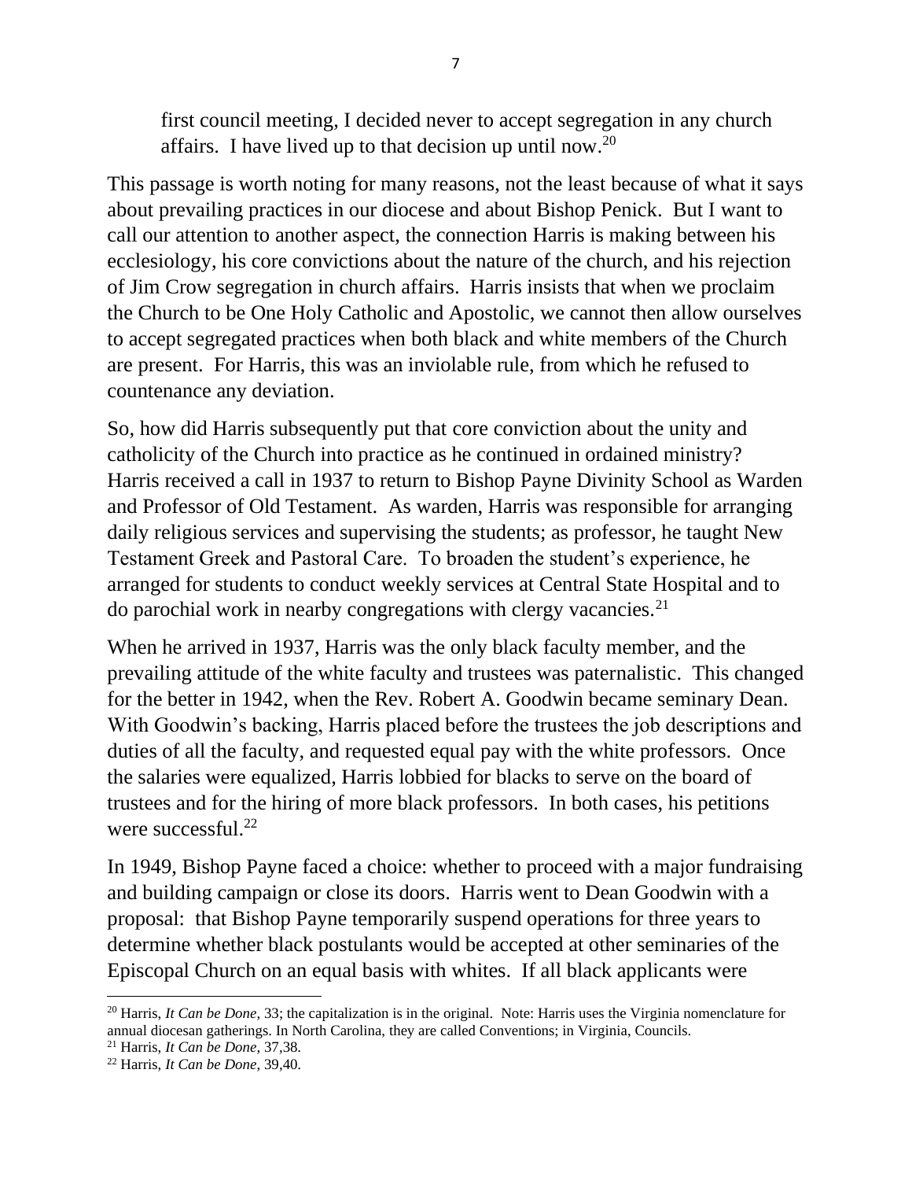> first council meeting, I decided never to accept segregation in any church affairs. I have lived up to that decision up until now.[20]

This passage is worth noting for many reasons, not the least because of what it says about prevailing practices in our diocese and about Bishop Penick. But I want to call our attention to another aspect, the connection Harris is making between his ecclesiology, his core convictions about the nature of the church, and his rejection of Jim Crow segregation in church affairs. Harris insists that when we proclaim the Church to be One Holy Catholic and Apostolic, we cannot then allow ourselves to accept segregated practices when both black and white members of the Church are present. For Harris, this was an inviolable rule, from which he refused to countenance any deviation.

So, how did Harris subsequently put that core conviction about the unity and catholicity of the Church into practice as he continued in ordained ministry? Harris received a call in 1937 to return to Bishop Payne Divinity School as Warden and Professor of Old Testament. As warden, Harris was responsible for arranging daily religious services and supervising the students; as professor, he taught New Testament Greek and Pastoral Care. To broaden the student's experience, he arranged for students to conduct weekly services at Central State Hospital and to do parochial work in nearby congregations with clergy vacancies.[21]

When he arrived in 1937, Harris was the only black faculty member, and the prevailing attitude of the white faculty and trustees was paternalistic. This changed for the better in 1942, when the Rev. Robert A. Goodwin became seminary Dean. With Goodwin's backing, Harris placed before the trustees the job descriptions and duties of all the faculty, and requested equal pay with the white professors. Once the salaries were equalized, Harris lobbied for blacks to serve on the board of trustees and for the hiring of more black professors. In both cases, his petitions were successful.[22]

In 1949, Bishop Payne faced a choice: whether to proceed with a major fundraising and building campaign or close its doors. Harris went to Dean Goodwin with a proposal: that Bishop Payne temporarily suspend operations for three years to determine whether black postulants would be accepted at other seminaries of the Episcopal Church on an equal basis with whites. If all black applicants were

---

[20] Harris, *It Can be Done*, 33; the capitalization is in the original. Note: Harris uses the Virginia nomenclature for annual diocesan gatherings. In North Carolina, they are called Conventions; in Virginia, Councils.

[21] Harris, *It Can be Done*, 37,38.

[22] Harris, *It Can be Done*, 39,40.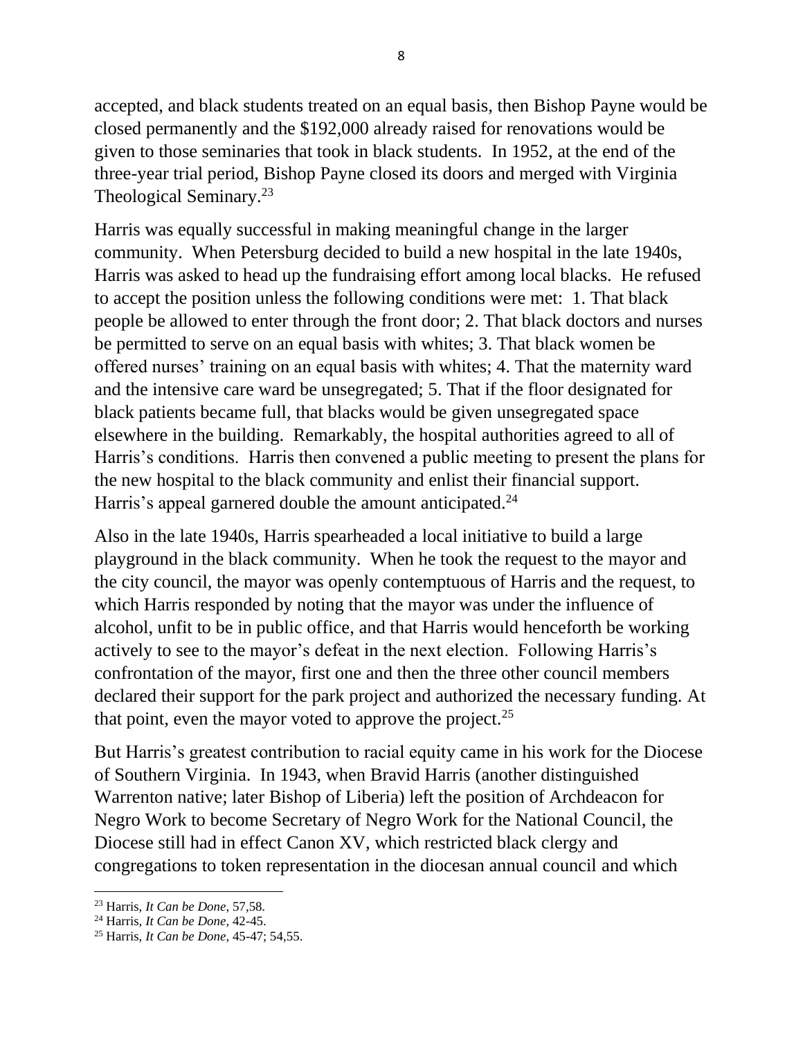accepted, and black students treated on an equal basis, then Bishop Payne would be closed permanently and the $192,000 already raised for renovations would be given to those seminaries that took in black students. In 1952, at the end of the three-year trial period, Bishop Payne closed its doors and merged with Virginia Theological Seminary.[23]

Harris was equally successful in making meaningful change in the larger community. When Petersburg decided to build a new hospital in the late 1940s, Harris was asked to head up the fundraising effort among local blacks. He refused to accept the position unless the following conditions were met: 1. That black people be allowed to enter through the front door; 2. That black doctors and nurses be permitted to serve on an equal basis with whites; 3. That black women be offered nurses' training on an equal basis with whites; 4. That the maternity ward and the intensive care ward be unsegregated; 5. That if the floor designated for black patients became full, that blacks would be given unsegregated space elsewhere in the building. Remarkably, the hospital authorities agreed to all of Harris's conditions. Harris then convened a public meeting to present the plans for the new hospital to the black community and enlist their financial support. Harris's appeal garnered double the amount anticipated.[24]

Also in the late 1940s, Harris spearheaded a local initiative to build a large playground in the black community. When he took the request to the mayor and the city council, the mayor was openly contemptuous of Harris and the request, to which Harris responded by noting that the mayor was under the influence of alcohol, unfit to be in public office, and that Harris would henceforth be working actively to see to the mayor's defeat in the next election. Following Harris's confrontation of the mayor, first one and then the three other council members declared their support for the park project and authorized the necessary funding. At that point, even the mayor voted to approve the project.[25]

But Harris's greatest contribution to racial equity came in his work for the Diocese of Southern Virginia. In 1943, when Bravid Harris (another distinguished Warrenton native; later Bishop of Liberia) left the position of Archdeacon for Negro Work to become Secretary of Negro Work for the National Council, the Diocese still had in effect Canon XV, which restricted black clergy and congregations to token representation in the diocesan annual council and which

---

[23] Harris, *It Can be Done,* 57,58.

[24] Harris, *It Can be Done,* 42-45.

[25] Harris, *It Can be Done,* 45-47; 54,55.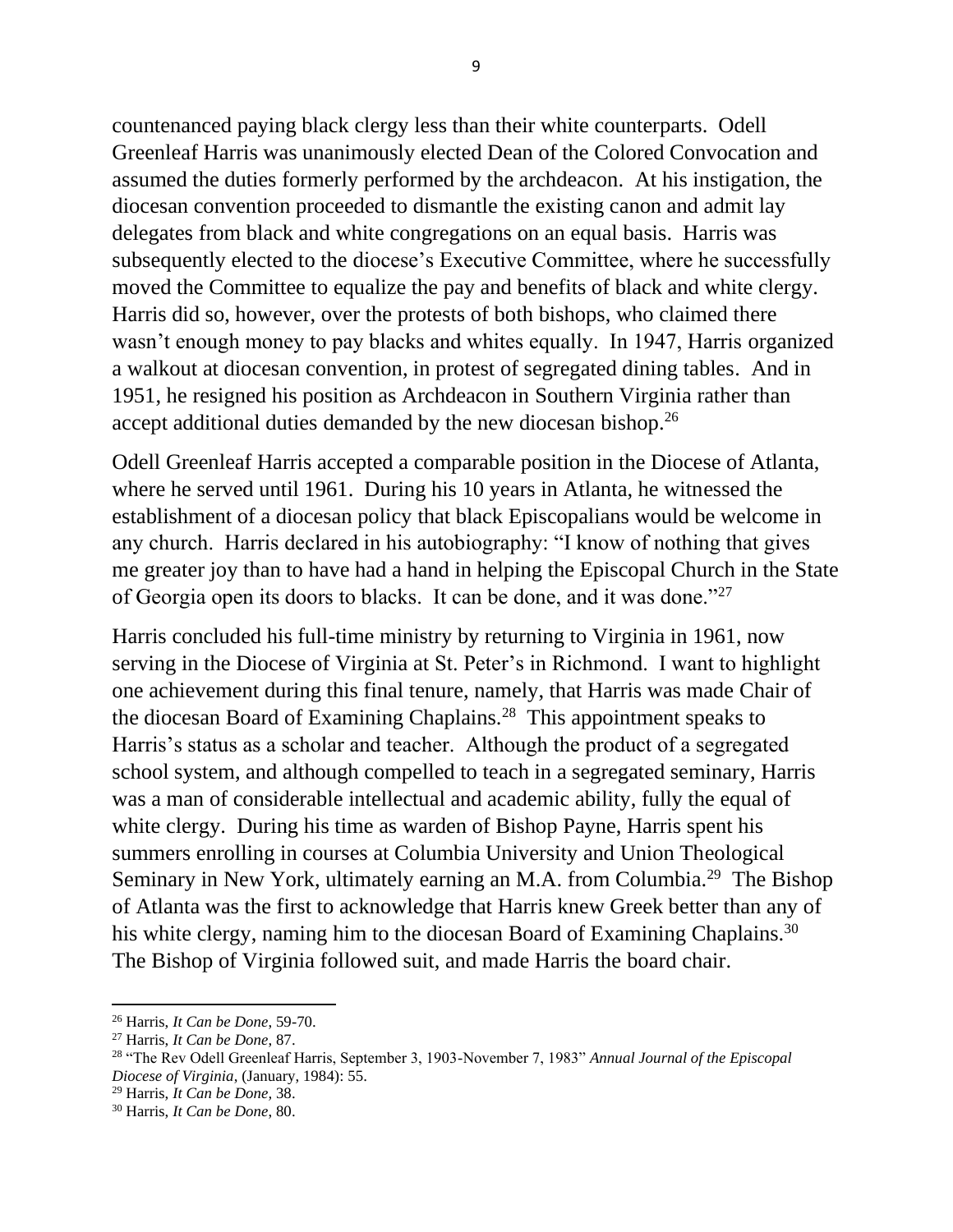countenanced paying black clergy less than their white counterparts. Odell Greenleaf Harris was unanimously elected Dean of the Colored Convocation and assumed the duties formerly performed by the archdeacon. At his instigation, the diocesan convention proceeded to dismantle the existing canon and admit lay delegates from black and white congregations on an equal basis. Harris was subsequently elected to the diocese's Executive Committee, where he successfully moved the Committee to equalize the pay and benefits of black and white clergy. Harris did so, however, over the protests of both bishops, who claimed there wasn't enough money to pay blacks and whites equally. In 1947, Harris organized a walkout at diocesan convention, in protest of segregated dining tables. And in 1951, he resigned his position as Archdeacon in Southern Virginia rather than accept additional duties demanded by the new diocesan bishop.[26]

Odell Greenleaf Harris accepted a comparable position in the Diocese of Atlanta, where he served until 1961. During his 10 years in Atlanta, he witnessed the establishment of a diocesan policy that black Episcopalians would be welcome in any church. Harris declared in his autobiography: "I know of nothing that gives me greater joy than to have had a hand in helping the Episcopal Church in the State of Georgia open its doors to blacks. It can be done, and it was done."[27]

Harris concluded his full-time ministry by returning to Virginia in 1961, now serving in the Diocese of Virginia at St. Peter's in Richmond. I want to highlight one achievement during this final tenure, namely, that Harris was made Chair of the diocesan Board of Examining Chaplains.[28] This appointment speaks to Harris's status as a scholar and teacher. Although the product of a segregated school system, and although compelled to teach in a segregated seminary, Harris was a man of considerable intellectual and academic ability, fully the equal of white clergy. During his time as warden of Bishop Payne, Harris spent his summers enrolling in courses at Columbia University and Union Theological Seminary in New York, ultimately earning an M.A. from Columbia.[29] The Bishop of Atlanta was the first to acknowledge that Harris knew Greek better than any of his white clergy, naming him to the diocesan Board of Examining Chaplains.[30] The Bishop of Virginia followed suit, and made Harris the board chair.

---

[26] Harris, *It Can be Done,* 59-70.

[27] Harris, *It Can be Done,* 87.

[28] "The Rev Odell Greenleaf Harris, September 3, 1903-November 7, 1983" *Annual Journal of the Episcopal Diocese of Virginia,* (January, 1984): 55.

[29] Harris, *It Can be Done,* 38.

[30] Harris, *It Can be Done,* 80.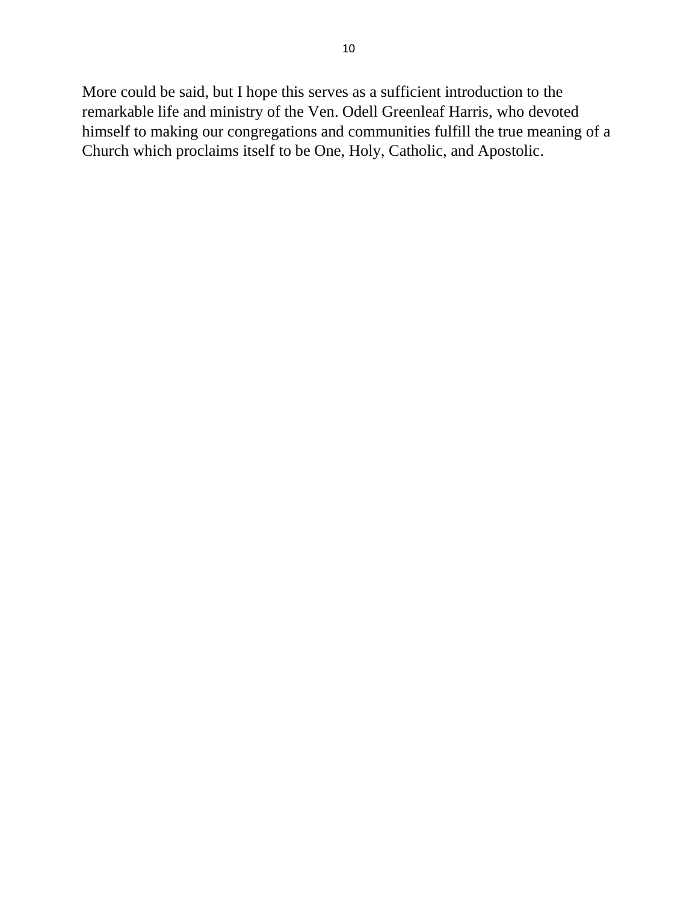More could be said, but I hope this serves as a sufficient introduction to the remarkable life and ministry of the Ven. Odell Greenleaf Harris, who devoted himself to making our congregations and communities fulfill the true meaning of a Church which proclaims itself to be One, Holy, Catholic, and Apostolic.